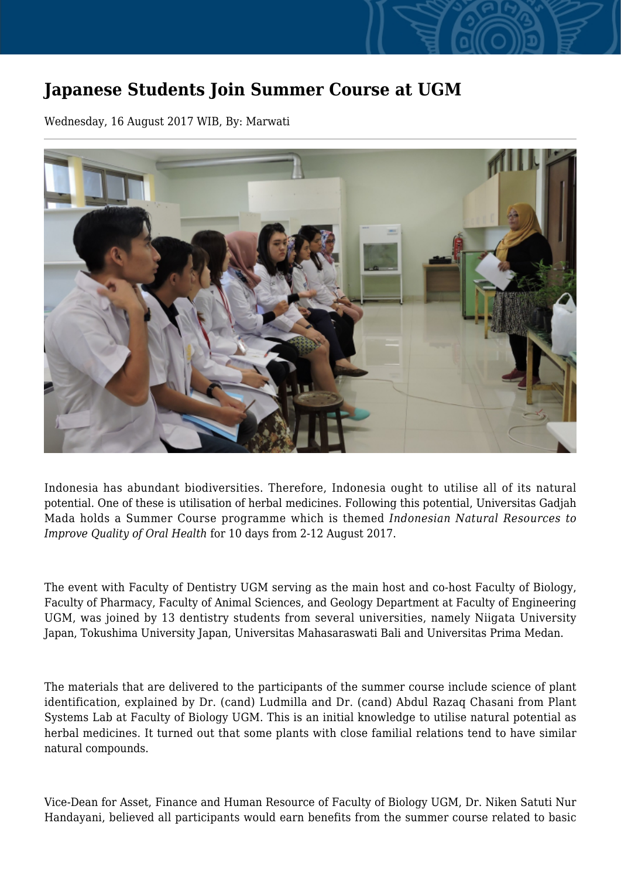# Japanese Students Join Summer Course at UGM

Wednesday, 16 August 2017 WIB, By: Marwati

Indonesia has abundant biodiversities. Therefore, Indonesia ought to utilise all of its natural potential. One of these is utilisation of herbal medicines. Following this potential, Universitas Gadjah Mada holds a Summer Course programme which is themed *Indonesian Natural Resources to Improve Quality of Oral Health* for 10 days from 2-12 August 2017.

The event with Faculty of Dentistry UGM serving as the main host and co-host Faculty of Biology, Faculty of Pharmacy, Faculty of Animal Sciences, and Geology Department at Faculty of Engineering UGM, was joined by 13 dentistry students from several universities, namely Niigata University Japan, Tokushima University Japan, Universitas Mahasaraswati Bali and Universitas Prima Medan.

The materials that are delivered to the participants of the summer course include science of plant identification, explained by Dr. (cand) Ludmilla and Dr. (cand) Abdul Razaq Chasani from Plant Systems Lab at Faculty of Biology UGM. This is an initial knowledge to utilise natural potential as herbal medicines. It turned out that some plants with close familial relations tend to have similar natural compounds.

Vice-Dean for Asset, Finance and Human Resource of Faculty of Biology UGM, Dr. Niken Satuti Nur Handayani, believed all participants would earn benefits from the summer course related to basic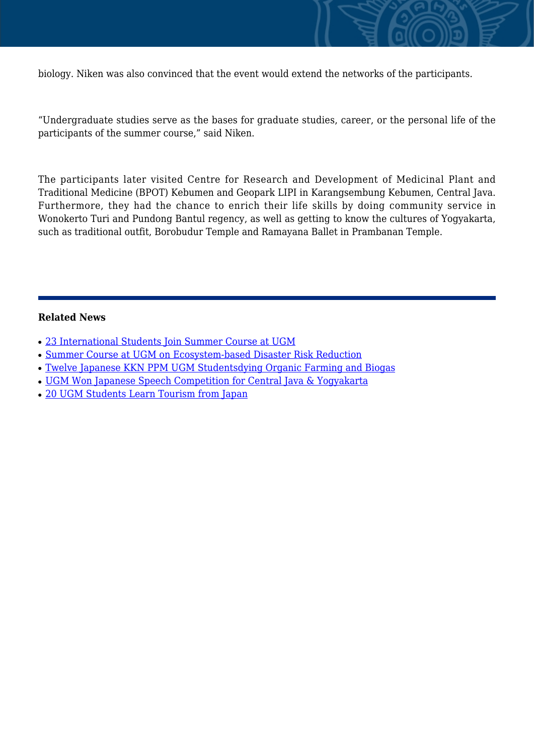biology. Niken was also convinced that the event would extend the networks of the participants.

“Undergraduate studies serve as the bases for graduate studies, career, or the personal life of the participants of the summer course,” said Niken.

The participants later visited Centre for Research and Development of Medicinal Plant and Traditional Medicine (BPOT) Kebumen and Geopark LIPI in Karangsembung Kebumen, Central Java. Furthermore, they had the chance to enrich their life skills by doing community service in Wonokerto Turi and Pundong Bantul regency, as well as getting to know the cultures of Yogyakarta, such as traditional outfit, Borobudur Temple and Ramayana Ballet in Prambanan Temple.

---

**Related News**

- 23 International Students Join Summer Course at UGM
- Summer Course at UGM on Ecosystem-based Disaster Risk Reduction
- Twelve Japanese KKN PPM UGM Studentsdying Organic Farming and Biogas
- UGM Won Japanese Speech Competition for Central Java & Yogyakarta
- 20 UGM Students Learn Tourism from Japan